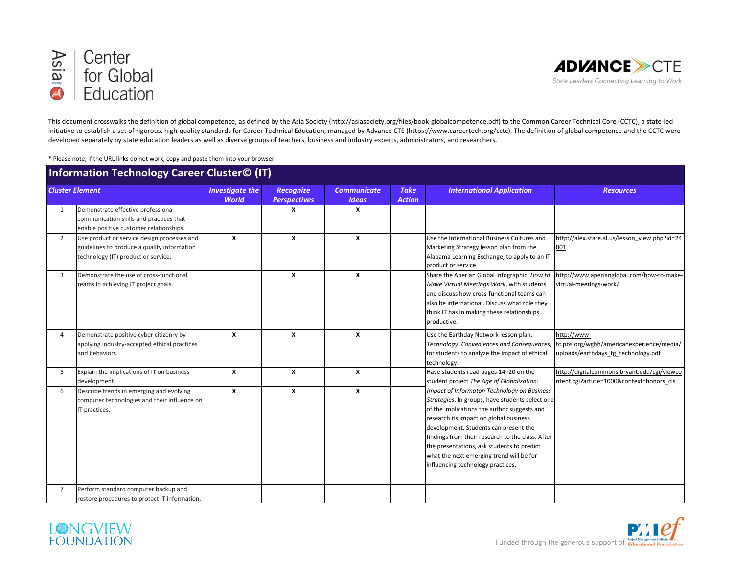Asia Society Center for Global Education

ADVANCE CTE — State Leaders Connecting Learning to Work

This document crosswalks the definition of global competence, as defined by the Asia Society (http://asiasociety.org/files/book-globalcompetence.pdf) to the Common Career Technical Core (CCTC), a state-led initiative to establish a set of rigorous, high-quality standards for Career Technical Education, managed by Advance CTE (https://www.careertech.org/cctc). The definition of global competence and the CCTC were developed separately by state education leaders as well as diverse groups of teachers, business and industry experts, administrators, and researchers.

* Please note, if the URL links do not work, copy and paste them into your browser.

## Information Technology Career Cluster© (IT)

| | *Cluster Element* | *Investigate the World* | *Recognize Perspectives* | *Communicate Ideas* | *Take Action* | *International Application* | *Resources* |
|---|---|---|---|---|---|---|---|
| 1 | Demonstrate effective professional communication skills and practices that enable positive customer relationships. | | X | X | | | |
| 2 | Use product or service design processes and guidelines to produce a quality information technology (IT) product or service. | X | X | X | | Use the International Business Cultures and Marketing Strategy lesson plan from the Alabama Learning Exchange, to apply to an IT product or service. | http://alex.state.al.us/lesson_view.php?id=24801 |
| 3 | Demonstrate the use of cross-functional teams in achieving IT project goals. | | X | X | | Share the Aperian Global infographic, *How to Make Virtual Meetings Work*, with students and discuss how cross-functional teams can also be international. Discuss what role they think IT has in making these relationships productive. | http://www.aperianglobal.com/how-to-make-virtual-meetings-work/ |
| 4 | Demonstrate positive cyber citizenry by applying industry-accepted ethical practices and behaviors. | X | X | X | | Use the Earthday Network lesson plan, *Technology: Conveniences and Consequences*, for students to analyze the impact of ethical technology. | http://www-tc.pbs.org/wgbh/americanexperience/media/uploads/earthdays_tg_technology.pdf |
| 5 | Explain the implications of IT on business development. | X | X | X | | Have students read pages 14–20 on the student project *The Age of Globalization: Impact of Informaton Technology on Business Strategies*. In groups, have students select one of the implications the author suggests and research its impact on global business development. Students can present the findings from their research to the class. After the presentations, ask students to predict what the next emerging trend will be for influencing technology practices. | http://digitalcommons.bryant.edu/cgi/viewcontent.cgi?article=1000&context=honors_cis |
| 6 | Describe trends in emerging and evolving computer technologies and their influence on IT practices. | X | X | X | | | |
| 7 | Perform standard computer backup and restore procedures to protect IT information. | | | | | | |

LONGVIEW FOUNDATION

Funded through the generous support of PMI Educational Foundation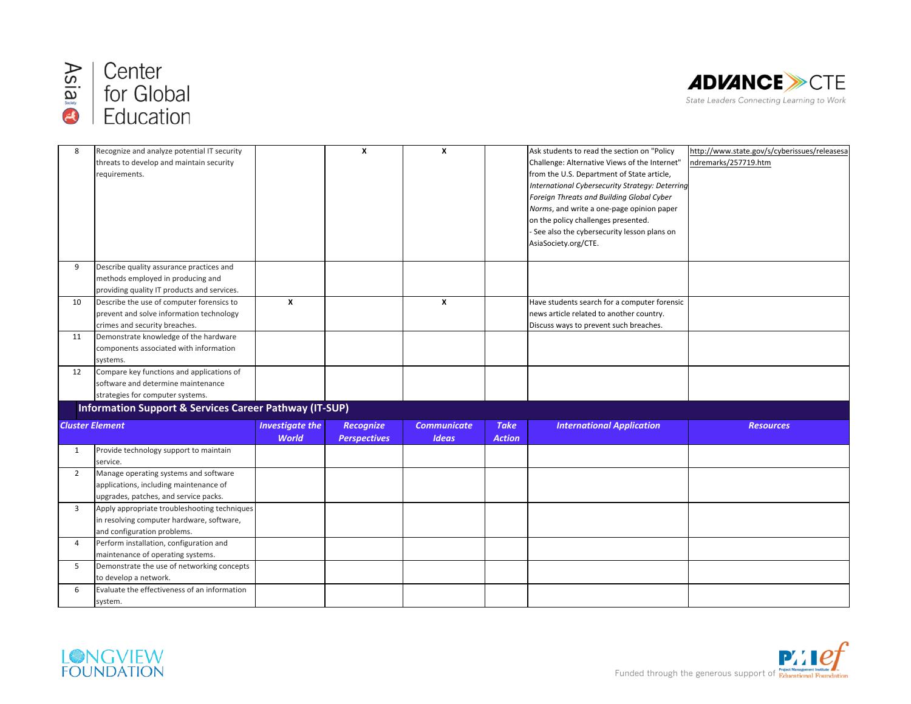| # | Cluster Element | Investigate the World | Recognize Perspectives | Communicate Ideas | Take Action | International Application | Resources |
|---|---|---|---|---|---|---|---|
| 8 | Recognize and analyze potential IT security threats to develop and maintain security requirements. | | X | X | | Ask students to read the section on "Policy Challenge: Alternative Views of the Internet" from the U.S. Department of State article, *International Cybersecurity Strategy: Deterring Foreign Threats and Building Global Cyber Norms*, and write a one-page opinion paper on the policy challenges presented.<br>- See also the cybersecurity lesson plans on AsiaSociety.org/CTE. | http://www.state.gov/s/cyberissues/releasesandremarks/257719.htm |
| 9 | Describe quality assurance practices and methods employed in producing and providing quality IT products and services. | | | | | | |
| 10 | Describe the use of computer forensics to prevent and solve information technology crimes and security breaches. | X | | X | | Have students search for a computer forensic news article related to another country. Discuss ways to prevent such breaches. | |
| 11 | Demonstrate knowledge of the hardware components associated with information systems. | | | | | | |
| 12 | Compare key functions and applications of software and determine maintenance strategies for computer systems. | | | | | | |

## Information Support & Services Career Pathway (IT-SUP)

| # | Cluster Element | Investigate the World | Recognize Perspectives | Communicate Ideas | Take Action | International Application | Resources |
|---|---|---|---|---|---|---|---|
| 1 | Provide technology support to maintain service. | | | | | | |
| 2 | Manage operating systems and software applications, including maintenance of upgrades, patches, and service packs. | | | | | | |
| 3 | Apply appropriate troubleshooting techniques in resolving computer hardware, software, and configuration problems. | | | | | | |
| 4 | Perform installation, configuration and maintenance of operating systems. | | | | | | |
| 5 | Demonstrate the use of networking concepts to develop a network. | | | | | | |
| 6 | Evaluate the effectiveness of an information system. | | | | | | |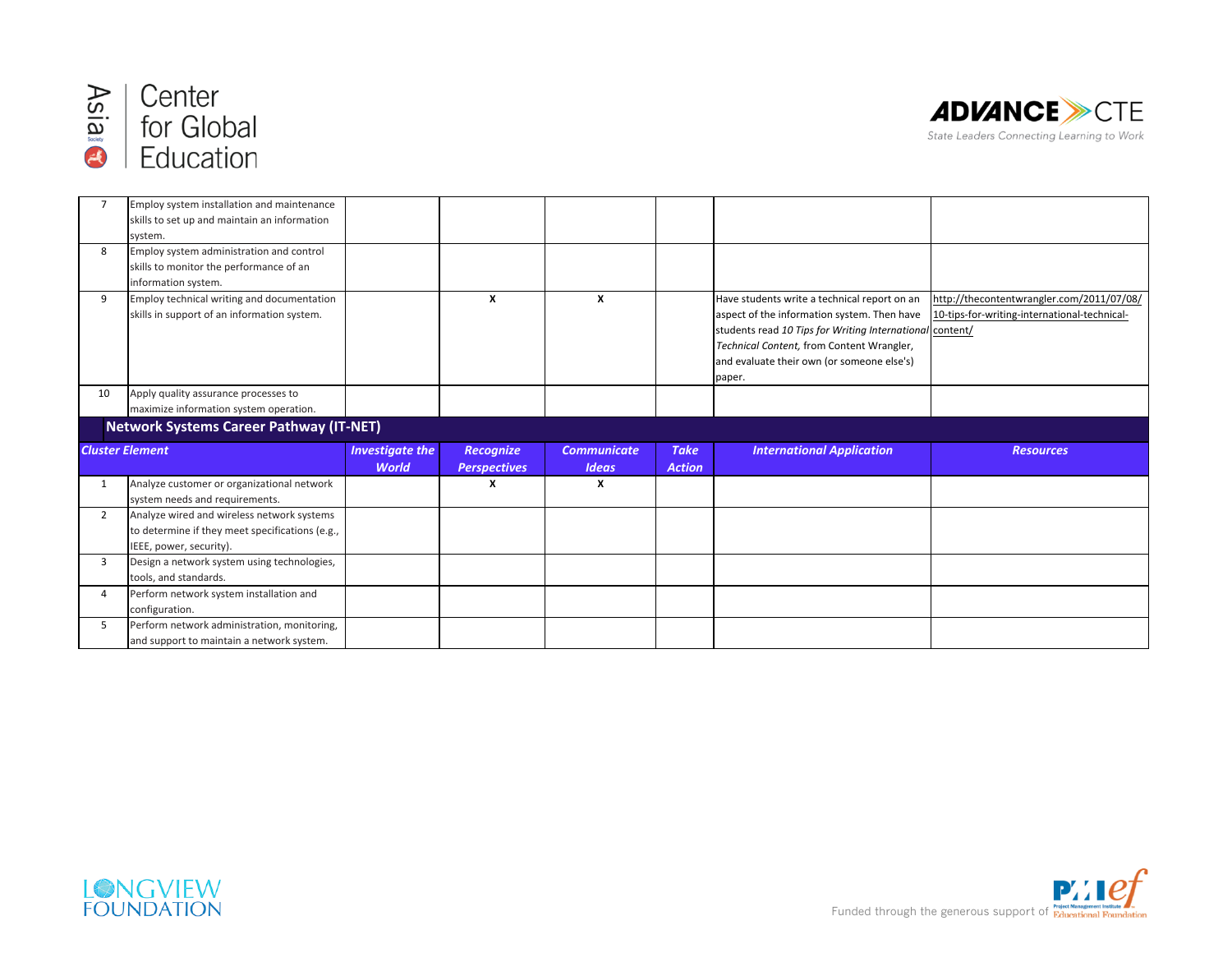| | Cluster Element | Investigate the World | Recognize Perspectives | Communicate Ideas | Take Action | International Application | Resources |
|---|---|---|---|---|---|---|---|
| 7 | Employ system installation and maintenance skills to set up and maintain an information system. | | | | | | |
| 8 | Employ system administration and control skills to monitor the performance of an information system. | | | | | | |
| 9 | Employ technical writing and documentation skills in support of an information system. | | X | X | | Have students write a technical report on an aspect of the information system. Then have students read *10 Tips for Writing International Technical Content,* from Content Wrangler, and evaluate their own (or someone else's) paper. | http://thecontentwrangler.com/2011/07/08/10-tips-for-writing-international-technical-content/ |
| 10 | Apply quality assurance processes to maximize information system operation. | | | | | | |

**Network Systems Career Pathway (IT-NET)**

| | Cluster Element | Investigate the World | Recognize Perspectives | Communicate Ideas | Take Action | International Application | Resources |
|---|---|---|---|---|---|---|---|
| 1 | Analyze customer or organizational network system needs and requirements. | | X | X | | | |
| 2 | Analyze wired and wireless network systems to determine if they meet specifications (e.g., IEEE, power, security). | | | | | | |
| 3 | Design a network system using technologies, tools, and standards. | | | | | | |
| 4 | Perform network system installation and configuration. | | | | | | |
| 5 | Perform network administration, monitoring, and support to maintain a network system. | | | | | | |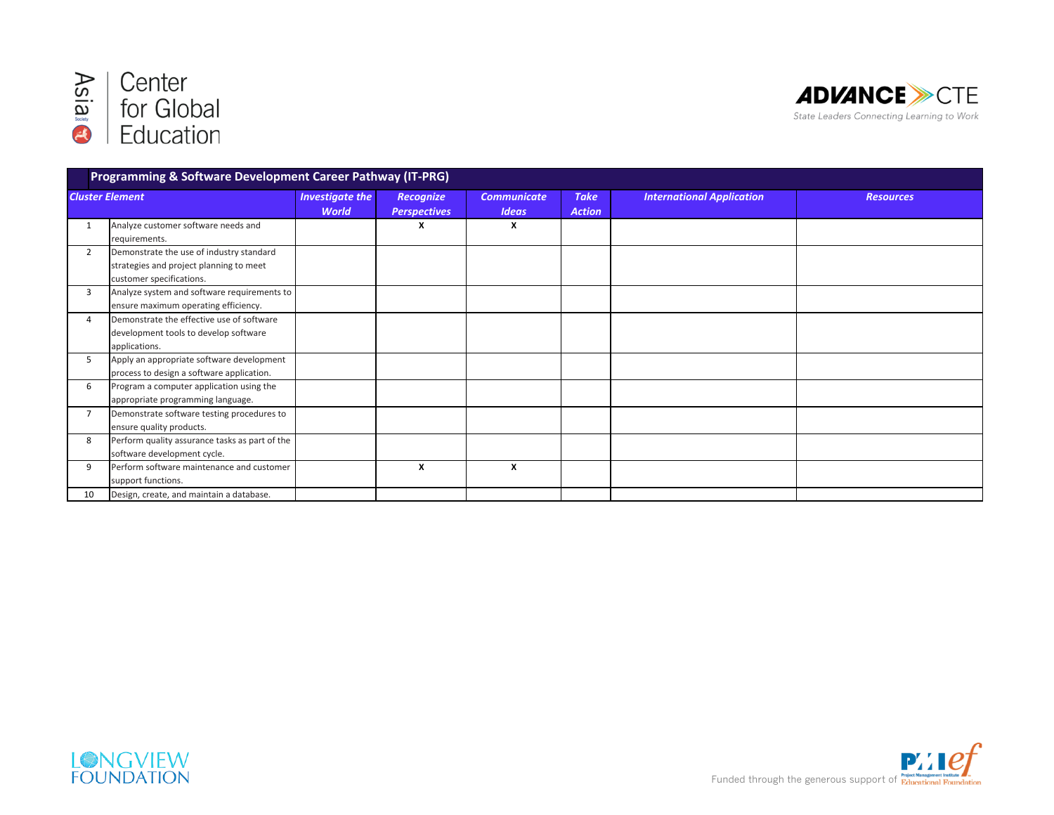| Programming & Software Development Career Pathway (IT-PRG) | | | | | | | |
|---|---|---|---|---|---|---|---|
| ***Cluster Element*** | | ***Investigate the World*** | ***Recognize Perspectives*** | ***Communicate Ideas*** | ***Take Action*** | ***International Application*** | ***Resources*** |
| 1 | Analyze customer software needs and requirements. | | **X** | **X** | | | |
| 2 | Demonstrate the use of industry standard strategies and project planning to meet customer specifications. | | | | | | |
| 3 | Analyze system and software requirements to ensure maximum operating efficiency. | | | | | | |
| 4 | Demonstrate the effective use of software development tools to develop software applications. | | | | | | |
| 5 | Apply an appropriate software development process to design a software application. | | | | | | |
| 6 | Program a computer application using the appropriate programming language. | | | | | | |
| 7 | Demonstrate software testing procedures to ensure quality products. | | | | | | |
| 8 | Perform quality assurance tasks as part of the software development cycle. | | | | | | |
| 9 | Perform software maintenance and customer support functions. | | **X** | **X** | | | |
| 10 | Design, create, and maintain a database. | | | | | | |

Funded through the generous support of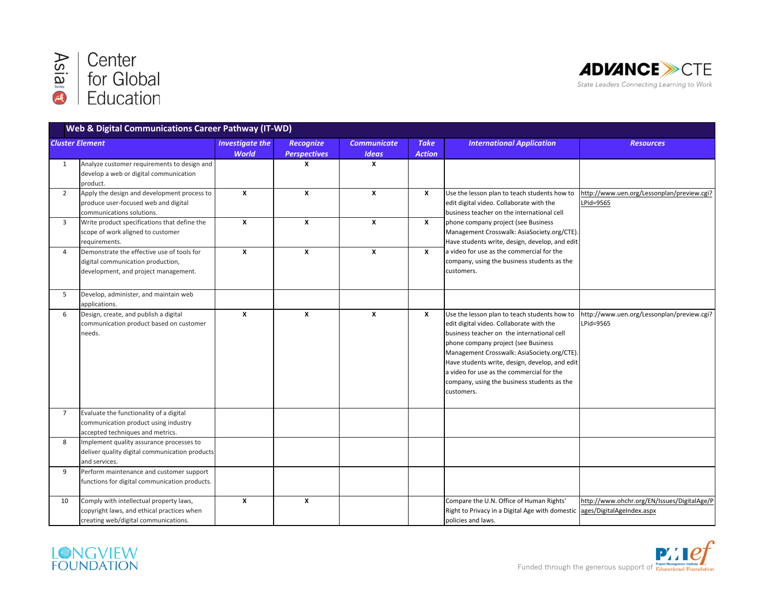| Web & Digital Communications Career Pathway (IT-WD) | | | | | | | |
|---|---|---|---|---|---|---|---|
| **Cluster Element** | | **Investigate the World** | **Recognize Perspectives** | **Communicate Ideas** | **Take Action** | **International Application** | **Resources** |
| 1 | Analyze customer requirements to design and develop a web or digital communication product. | | x | x | | | |
| 2 | Apply the design and development process to produce user-focused web and digital communications solutions. | x | x | x | x | Use the lesson plan to teach students how to edit digital video. Collaborate with the business teacher on the international cell phone company project (see Business Management Crosswalk: AsiaSociety.org/CTE). Have students write, design, develop, and edit a video for use as the commercial for the company, using the business students as the customers. | http://www.uen.org/Lessonplan/preview.cgi?LPid=9565 |
| 3 | Write product specifications that define the scope of work aligned to customer requirements. | x | x | x | x | | |
| 4 | Demonstrate the effective use of tools for digital communication production, development, and project management. | x | x | x | x | | |
| 5 | Develop, administer, and maintain web applications. | | | | | | |
| 6 | Design, create, and publish a digital communication product based on customer needs. | x | x | x | x | Use the lesson plan to teach students how to edit digital video. Collaborate with the business teacher on the international cell phone company project (see Business Management Crosswalk: AsiaSociety.org/CTE). Have students write, design, develop, and edit a video for use as the commercial for the company, using the business students as the customers. | http://www.uen.org/Lessonplan/preview.cgi?LPid=9565 |
| 7 | Evaluate the functionality of a digital communication product using industry accepted techniques and metrics. | | | | | | |
| 8 | Implement quality assurance processes to deliver quality digital communication products and services. | | | | | | |
| 9 | Perform maintenance and customer support functions for digital communication products. | | | | | | |
| 10 | Comply with intellectual property laws, copyright laws, and ethical practices when creating web/digital communications. | x | x | | | Compare the U.N. Office of Human Rights' Right to Privacy in a Digital Age with domestic policies and laws. | http://www.ohchr.org/EN/Issues/DigitalAge/Pages/DigitalAgeIndex.aspx |

Funded through the generous support of